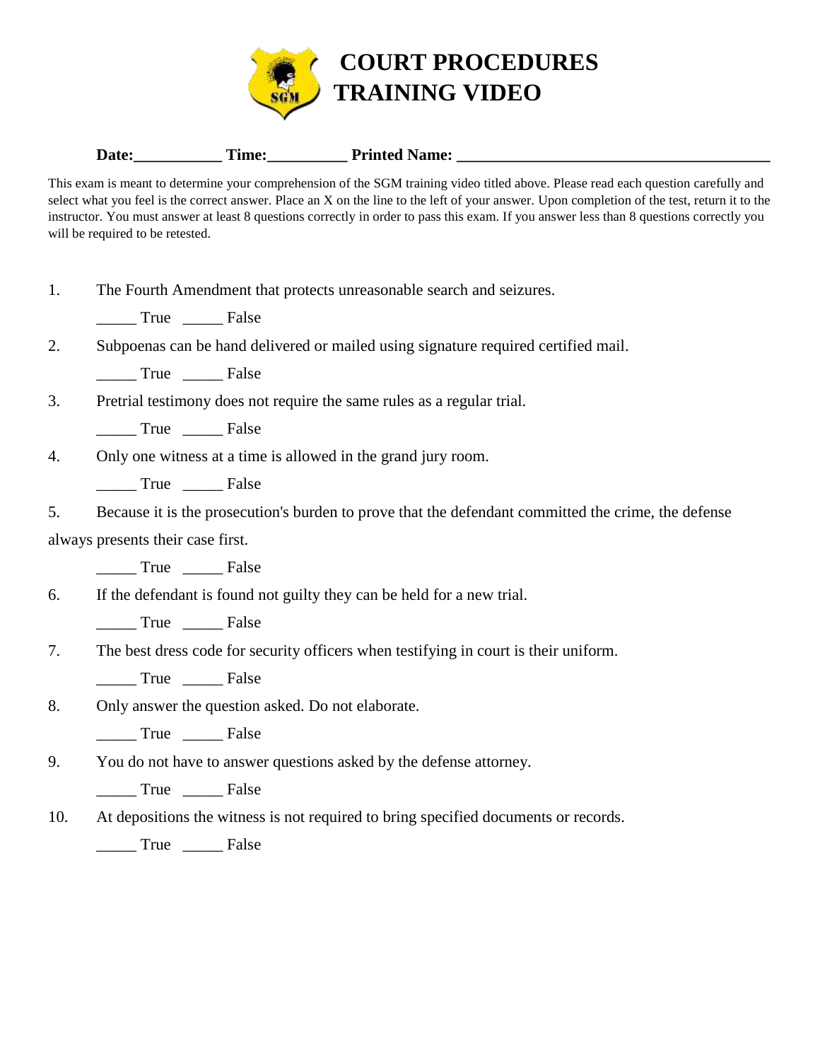# COURT PROCEDURES TRAINING VIDEO

**Date:___________ Time:__________ Printed Name: ________________________________________**

This exam is meant to determine your comprehension of the SGM training video titled above. Please read each question carefully and select what you feel is the correct answer. Place an X on the line to the left of your answer. Upon completion of the test, return it to the instructor. You must answer at least 8 questions correctly in order to pass this exam. If you answer less than 8 questions correctly you will be required to be retested.

1. The Fourth Amendment that protects unreasonable search and seizures.

   _____ True _____ False

2. Subpoenas can be hand delivered or mailed using signature required certified mail.

   _____ True _____ False

3. Pretrial testimony does not require the same rules as a regular trial.

   _____ True _____ False

4. Only one witness at a time is allowed in the grand jury room.

   _____ True _____ False

5. Because it is the prosecution's burden to prove that the defendant committed the crime, the defense always presents their case first.

   _____ True _____ False

6. If the defendant is found not guilty they can be held for a new trial.

   _____ True _____ False

7. The best dress code for security officers when testifying in court is their uniform.

   _____ True _____ False

8. Only answer the question asked. Do not elaborate.

   _____ True _____ False

9. You do not have to answer questions asked by the defense attorney.

   _____ True _____ False

10. At depositions the witness is not required to bring specified documents or records.

    _____ True _____ False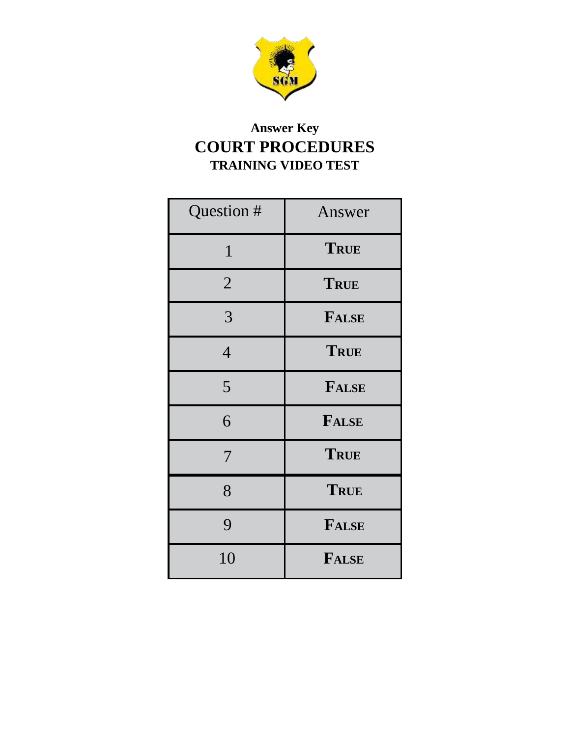**Answer Key**

# COURT PROCEDURES

## TRAINING VIDEO TEST

| Question # | Answer |
|---|---|
| 1 | **TRUE** |
| 2 | **TRUE** |
| 3 | **FALSE** |
| 4 | **TRUE** |
| 5 | **FALSE** |
| 6 | **FALSE** |
| 7 | **TRUE** |
| 8 | **TRUE** |
| 9 | **FALSE** |
| 10 | **FALSE** |